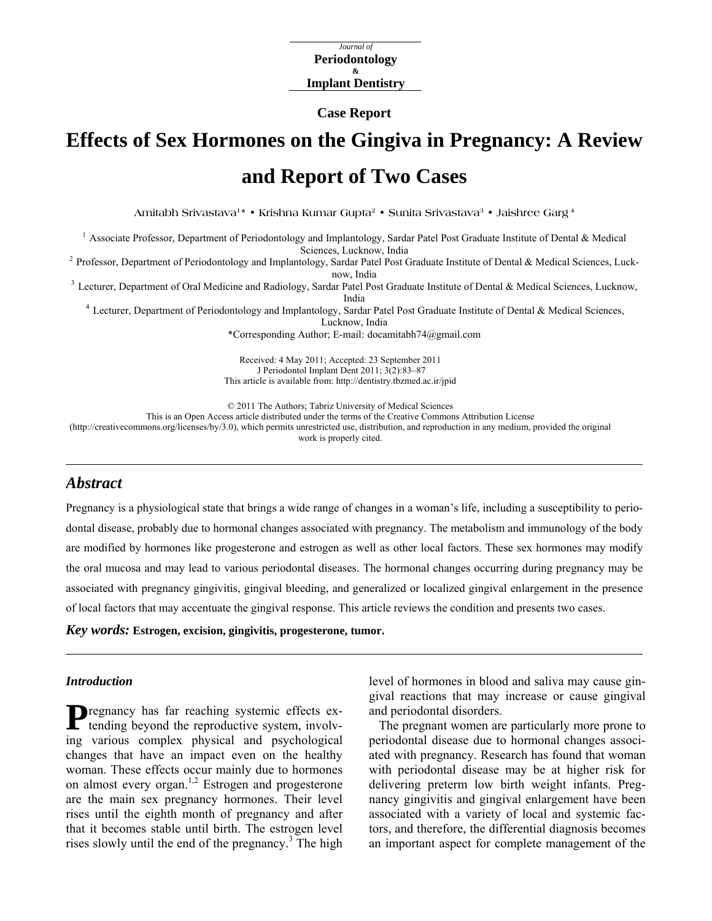Journal of
**Periodontology**
&
**Implant Dentistry**

**Case Report**

# Effects of Sex Hormones on the Gingiva in Pregnancy: A Review and Report of Two Cases

Amitabh Srivastava[1]* • Krishna Kumar Gupta[2] • Sunita Srivastava[3] • Jaishree Garg[4]

[1] Associate Professor, Department of Periodontology and Implantology, Sardar Patel Post Graduate Institute of Dental & Medical Sciences, Lucknow, India
[2] Professor, Department of Periodontology and Implantology, Sardar Patel Post Graduate Institute of Dental & Medical Sciences, Lucknow, India
[3] Lecturer, Department of Oral Medicine and Radiology, Sardar Patel Post Graduate Institute of Dental & Medical Sciences, Lucknow, India
[4] Lecturer, Department of Periodontology and Implantology, Sardar Patel Post Graduate Institute of Dental & Medical Sciences, Lucknow, India
*Corresponding Author; E-mail: docamitabh74@gmail.com

Received: 4 May 2011; Accepted: 23 September 2011
J Periodontol Implant Dent 2011; 3(2):83–87
This article is available from: http://dentistry.tbzmed.ac.ir/jpid

© 2011 The Authors; Tabriz University of Medical Sciences
This is an Open Access article distributed under the terms of the Creative Commons Attribution License (http://creativecommons.org/licenses/by/3.0), which permits unrestricted use, distribution, and reproduction in any medium, provided the original work is properly cited.

## *Abstract*

Pregnancy is a physiological state that brings a wide range of changes in a woman's life, including a susceptibility to periodontal disease, probably due to hormonal changes associated with pregnancy. The metabolism and immunology of the body are modified by hormones like progesterone and estrogen as well as other local factors. These sex hormones may modify the oral mucosa and may lead to various periodontal diseases. The hormonal changes occurring during pregnancy may be associated with pregnancy gingivitis, gingival bleeding, and generalized or localized gingival enlargement in the presence of local factors that may accentuate the gingival response. This article reviews the condition and presents two cases.

***Key words:*** **Estrogen, excision, gingivitis, progesterone, tumor.**

### *Introduction*

Pregnancy has far reaching systemic effects extending beyond the reproductive system, involving various complex physical and psychological changes that have an impact even on the healthy woman. These effects occur mainly due to hormones on almost every organ.[1,2] Estrogen and progesterone are the main sex pregnancy hormones. Their level rises until the eighth month of pregnancy and after that it becomes stable until birth. The estrogen level rises slowly until the end of the pregnancy.[3] The high level of hormones in blood and saliva may cause gingival reactions that may increase or cause gingival and periodontal disorders.

The pregnant women are particularly more prone to periodontal disease due to hormonal changes associated with pregnancy. Research has found that woman with periodontal disease may be at higher risk for delivering preterm low birth weight infants. Pregnancy gingivitis and gingival enlargement have been associated with a variety of local and systemic factors, and therefore, the differential diagnosis becomes an important aspect for complete management of the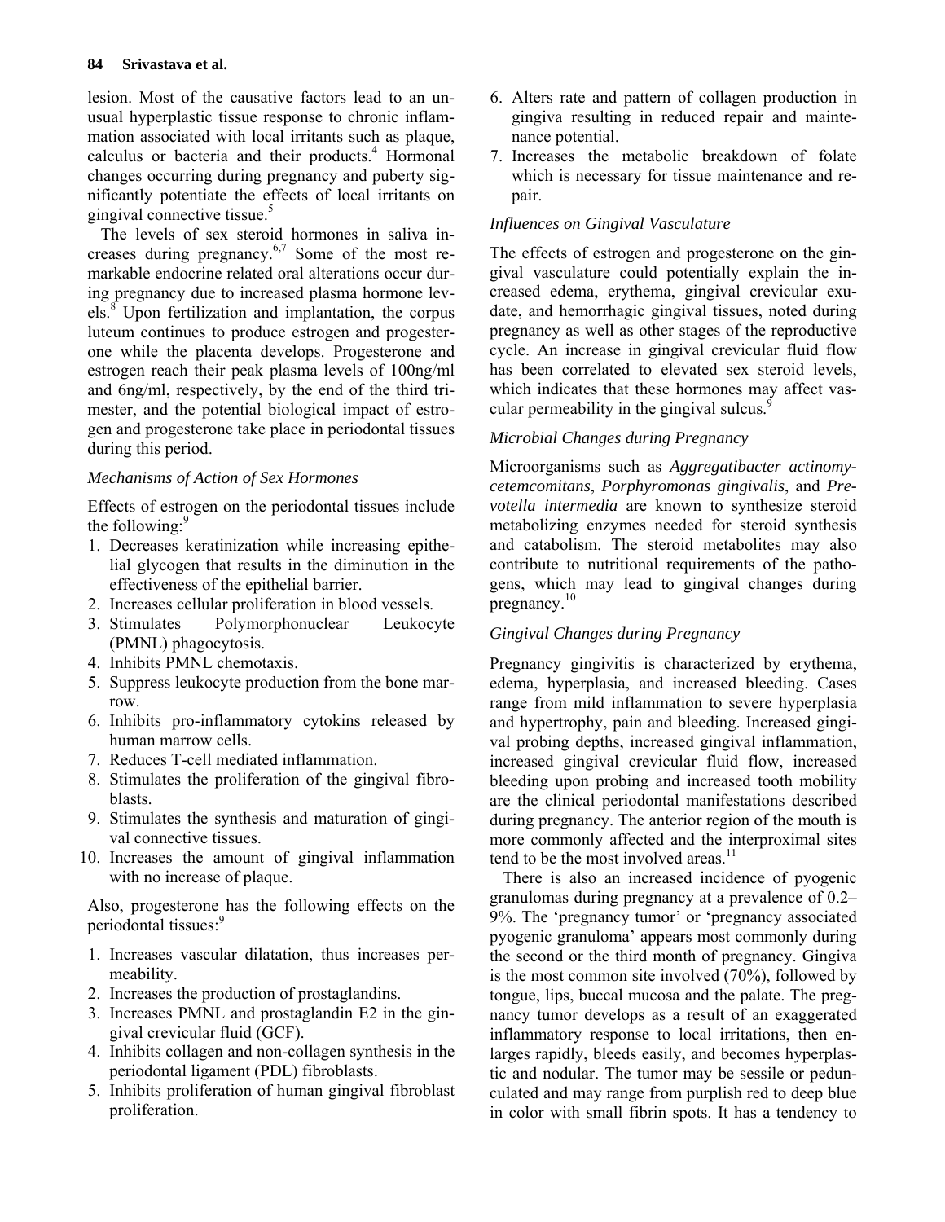lesion. Most of the causative factors lead to an unusual hyperplastic tissue response to chronic inflammation associated with local irritants such as plaque, calculus or bacteria and their products.[4] Hormonal changes occurring during pregnancy and puberty significantly potentiate the effects of local irritants on gingival connective tissue.[5]

The levels of sex steroid hormones in saliva increases during pregnancy.[6,7] Some of the most remarkable endocrine related oral alterations occur during pregnancy due to increased plasma hormone levels.[8] Upon fertilization and implantation, the corpus luteum continues to produce estrogen and progesterone while the placenta develops. Progesterone and estrogen reach their peak plasma levels of 100ng/ml and 6ng/ml, respectively, by the end of the third trimester, and the potential biological impact of estrogen and progesterone take place in periodontal tissues during this period.

### *Mechanisms of Action of Sex Hormones*

Effects of estrogen on the periodontal tissues include the following:[9]

1. Decreases keratinization while increasing epithelial glycogen that results in the diminution in the effectiveness of the epithelial barrier.
2. Increases cellular proliferation in blood vessels.
3. Stimulates Polymorphonuclear Leukocyte (PMNL) phagocytosis.
4. Inhibits PMNL chemotaxis.
5. Suppress leukocyte production from the bone marrow.
6. Inhibits pro-inflammatory cytokins released by human marrow cells.
7. Reduces T-cell mediated inflammation.
8. Stimulates the proliferation of the gingival fibroblasts.
9. Stimulates the synthesis and maturation of gingival connective tissues.
10. Increases the amount of gingival inflammation with no increase of plaque.

Also, progesterone has the following effects on the periodontal tissues:[9]

1. Increases vascular dilatation, thus increases permeability.
2. Increases the production of prostaglandins.
3. Increases PMNL and prostaglandin E2 in the gingival crevicular fluid (GCF).
4. Inhibits collagen and non-collagen synthesis in the periodontal ligament (PDL) fibroblasts.
5. Inhibits proliferation of human gingival fibroblast proliferation.
6. Alters rate and pattern of collagen production in gingiva resulting in reduced repair and maintenance potential.
7. Increases the metabolic breakdown of folate which is necessary for tissue maintenance and repair.

### *Influences on Gingival Vasculature*

The effects of estrogen and progesterone on the gingival vasculature could potentially explain the increased edema, erythema, gingival crevicular exudate, and hemorrhagic gingival tissues, noted during pregnancy as well as other stages of the reproductive cycle. An increase in gingival crevicular fluid flow has been correlated to elevated sex steroid levels, which indicates that these hormones may affect vascular permeability in the gingival sulcus.[9]

### *Microbial Changes during Pregnancy*

Microorganisms such as *Aggregatibacter actinomycetemcomitans*, *Porphyromonas gingivalis*, and *Prevotella intermedia* are known to synthesize steroid metabolizing enzymes needed for steroid synthesis and catabolism. The steroid metabolites may also contribute to nutritional requirements of the pathogens, which may lead to gingival changes during pregnancy.[10]

### *Gingival Changes during Pregnancy*

Pregnancy gingivitis is characterized by erythema, edema, hyperplasia, and increased bleeding. Cases range from mild inflammation to severe hyperplasia and hypertrophy, pain and bleeding. Increased gingival probing depths, increased gingival inflammation, increased gingival crevicular fluid flow, increased bleeding upon probing and increased tooth mobility are the clinical periodontal manifestations described during pregnancy. The anterior region of the mouth is more commonly affected and the interproximal sites tend to be the most involved areas.[11]

There is also an increased incidence of pyogenic granulomas during pregnancy at a prevalence of 0.2–9%. The ‘pregnancy tumor’ or ‘pregnancy associated pyogenic granuloma’ appears most commonly during the second or the third month of pregnancy. Gingiva is the most common site involved (70%), followed by tongue, lips, buccal mucosa and the palate. The pregnancy tumor develops as a result of an exaggerated inflammatory response to local irritations, then enlarges rapidly, bleeds easily, and becomes hyperplastic and nodular. The tumor may be sessile or pedunculated and may range from purplish red to deep blue in color with small fibrin spots. It has a tendency to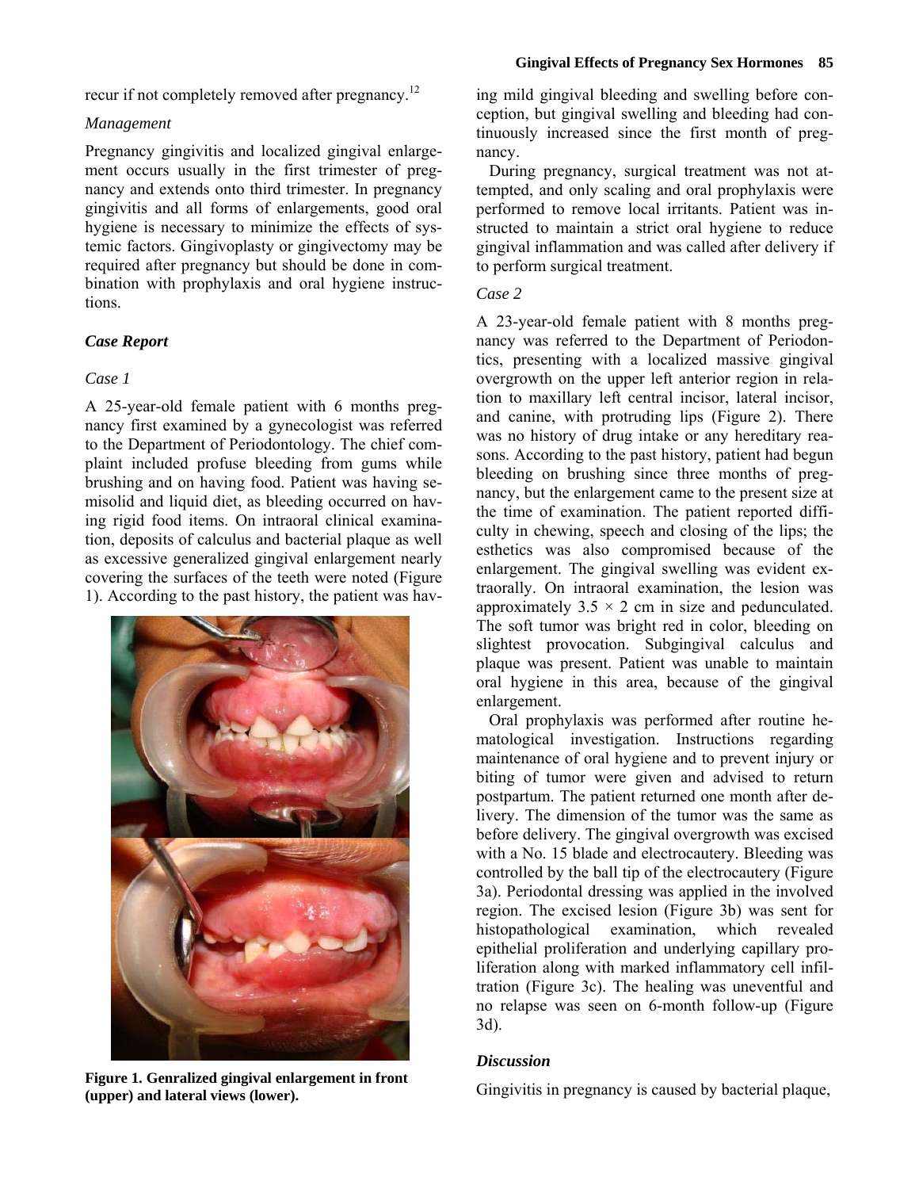recur if not completely removed after pregnancy.[12]

*Management*

Pregnancy gingivitis and localized gingival enlargement occurs usually in the first trimester of pregnancy and extends onto third trimester. In pregnancy gingivitis and all forms of enlargements, good oral hygiene is necessary to minimize the effects of systemic factors. Gingivoplasty or gingivectomy may be required after pregnancy but should be done in combination with prophylaxis and oral hygiene instructions.

## *Case Report*

*Case 1*

A 25-year-old female patient with 6 months pregnancy first examined by a gynecologist was referred to the Department of Periodontology. The chief complaint included profuse bleeding from gums while brushing and on having food. Patient was having semisolid and liquid diet, as bleeding occurred on having rigid food items. On intraoral clinical examination, deposits of calculus and bacterial plaque as well as excessive generalized gingival enlargement nearly covering the surfaces of the teeth were noted (Figure 1). According to the past history, the patient was having mild gingival bleeding and swelling before conception, but gingival swelling and bleeding had continuously increased since the first month of pregnancy.

**Figure 1. Genralized gingival enlargement in front (upper) and lateral views (lower).**

During pregnancy, surgical treatment was not attempted, and only scaling and oral prophylaxis were performed to remove local irritants. Patient was instructed to maintain a strict oral hygiene to reduce gingival inflammation and was called after delivery if to perform surgical treatment.

*Case 2*

A 23-year-old female patient with 8 months pregnancy was referred to the Department of Periodontics, presenting with a localized massive gingival overgrowth on the upper left anterior region in relation to maxillary left central incisor, lateral incisor, and canine, with protruding lips (Figure 2). There was no history of drug intake or any hereditary reasons. According to the past history, patient had begun bleeding on brushing since three months of pregnancy, but the enlargement came to the present size at the time of examination. The patient reported difficulty in chewing, speech and closing of the lips; the esthetics was also compromised because of the enlargement. The gingival swelling was evident extraorally. On intraoral examination, the lesion was approximately $3.5 \times 2$ cm in size and pedunculated. The soft tumor was bright red in color, bleeding on slightest provocation. Subgingival calculus and plaque was present. Patient was unable to maintain oral hygiene in this area, because of the gingival enlargement.

Oral prophylaxis was performed after routine hematological investigation. Instructions regarding maintenance of oral hygiene and to prevent injury or biting of tumor were given and advised to return postpartum. The patient returned one month after delivery. The dimension of the tumor was the same as before delivery. The gingival overgrowth was excised with a No. 15 blade and electrocautery. Bleeding was controlled by the ball tip of the electrocautery (Figure 3a). Periodontal dressing was applied in the involved region. The excised lesion (Figure 3b) was sent for histopathological examination, which revealed epithelial proliferation and underlying capillary proliferation along with marked inflammatory cell infiltration (Figure 3c). The healing was uneventful and no relapse was seen on 6-month follow-up (Figure 3d).

## *Discussion*

Gingivitis in pregnancy is caused by bacterial plaque,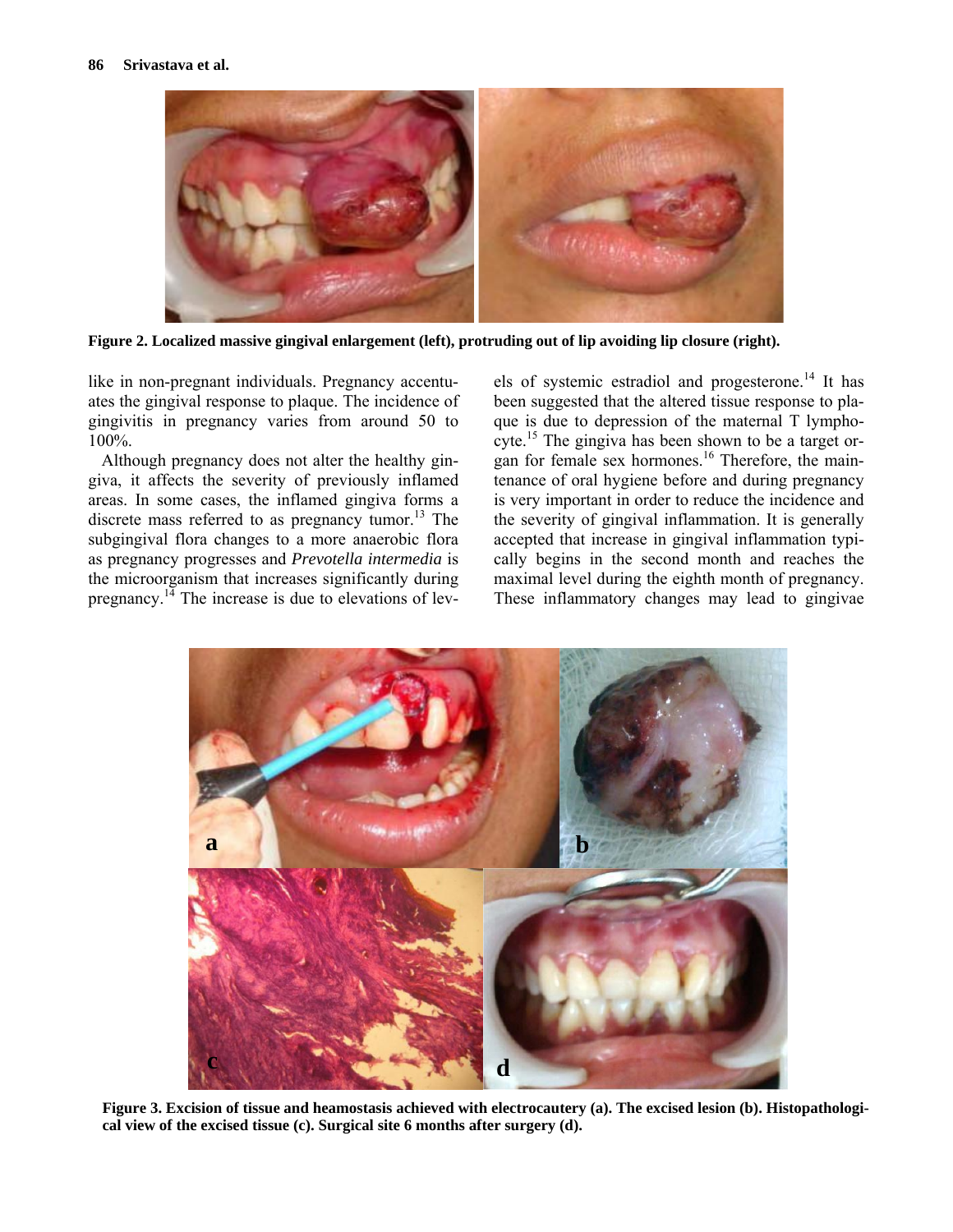Figure 2. Localized massive gingival enlargement (left), protruding out of lip avoiding lip closure (right).

like in non-pregnant individuals. Pregnancy accentuates the gingival response to plaque. The incidence of gingivitis in pregnancy varies from around 50 to 100%.

Although pregnancy does not alter the healthy gingiva, it affects the severity of previously inflamed areas. In some cases, the inflamed gingiva forms a discrete mass referred to as pregnancy tumor.[13] The subgingival flora changes to a more anaerobic flora as pregnancy progresses and *Prevotella intermedia* is the microorganism that increases significantly during pregnancy.[14] The increase is due to elevations of levels of systemic estradiol and progesterone.[14] It has been suggested that the altered tissue response to plaque is due to depression of the maternal T lymphocyte.[15] The gingiva has been shown to be a target organ for female sex hormones.[16] Therefore, the maintenance of oral hygiene before and during pregnancy is very important in order to reduce the incidence and the severity of gingival inflammation. It is generally accepted that increase in gingival inflammation typically begins in the second month and reaches the maximal level during the eighth month of pregnancy. These inflammatory changes may lead to gingivae

Figure 3. Excision of tissue and heamostasis achieved with electrocautery (a). The excised lesion (b). Histopathological view of the excised tissue (c). Surgical site 6 months after surgery (d).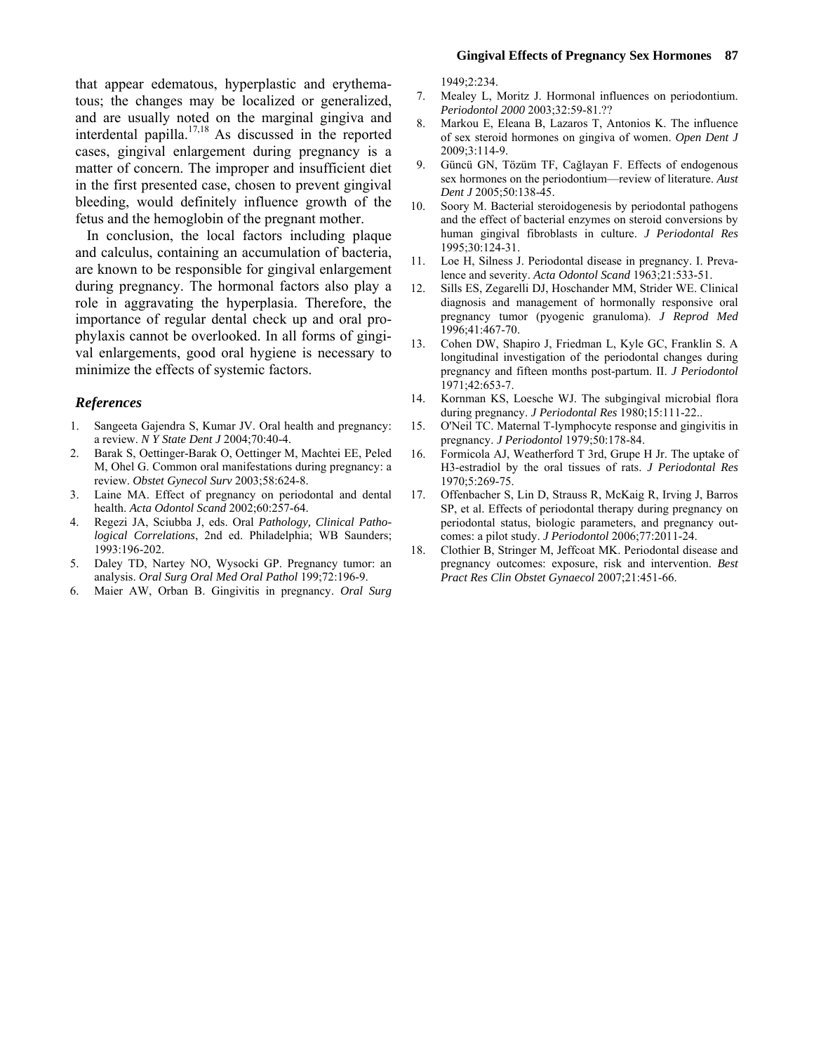that appear edematous, hyperplastic and erythematous; the changes may be localized or generalized, and are usually noted on the marginal gingiva and interdental papilla.[17,18] As discussed in the reported cases, gingival enlargement during pregnancy is a matter of concern. The improper and insufficient diet in the first presented case, chosen to prevent gingival bleeding, would definitely influence growth of the fetus and the hemoglobin of the pregnant mother.

In conclusion, the local factors including plaque and calculus, containing an accumulation of bacteria, are known to be responsible for gingival enlargement during pregnancy. The hormonal factors also play a role in aggravating the hyperplasia. Therefore, the importance of regular dental check up and oral prophylaxis cannot be overlooked. In all forms of gingival enlargements, good oral hygiene is necessary to minimize the effects of systemic factors.

### References

1. Sangeeta Gajendra S, Kumar JV. Oral health and pregnancy: a review. *N Y State Dent J* 2004;70:40-4.
2. Barak S, Oettinger-Barak O, Oettinger M, Machtei EE, Peled M, Ohel G. Common oral manifestations during pregnancy: a review. *Obstet Gynecol Surv* 2003;58:624-8.
3. Laine MA. Effect of pregnancy on periodontal and dental health. *Acta Odontol Scand* 2002;60:257-64.
4. Regezi JA, Sciubba J, eds. Oral *Pathology, Clinical Pathological Correlations*, 2nd ed. Philadelphia; WB Saunders; 1993:196-202.
5. Daley TD, Nartey NO, Wysocki GP. Pregnancy tumor: an analysis. *Oral Surg Oral Med Oral Pathol* 199;72:196-9.
6. Maier AW, Orban B. Gingivitis in pregnancy. *Oral Surg* 1949;2:234.
7. Mealey L, Moritz J. Hormonal influences on periodontium. *Periodontol 2000* 2003;32:59-81.??
8. Markou E, Eleana B, Lazaros T, Antonios K. The influence of sex steroid hormones on gingiva of women. *Open Dent J* 2009;3:114-9.
9. Güncü GN, Tözüm TF, Cağlayan F. Effects of endogenous sex hormones on the periodontium—review of literature. *Aust Dent J* 2005;50:138-45.
10. Soory M. Bacterial steroidogenesis by periodontal pathogens and the effect of bacterial enzymes on steroid conversions by human gingival fibroblasts in culture. *J Periodontal Res* 1995;30:124-31.
11. Loe H, Silness J. Periodontal disease in pregnancy. I. Prevalence and severity. *Acta Odontol Scand* 1963;21:533-51.
12. Sills ES, Zegarelli DJ, Hoschander MM, Strider WE. Clinical diagnosis and management of hormonally responsive oral pregnancy tumor (pyogenic granuloma). *J Reprod Med* 1996;41:467-70.
13. Cohen DW, Shapiro J, Friedman L, Kyle GC, Franklin S. A longitudinal investigation of the periodontal changes during pregnancy and fifteen months post-partum. II. *J Periodontol* 1971;42:653-7.
14. Kornman KS, Loesche WJ. The subgingival microbial flora during pregnancy. *J Periodontal Res* 1980;15:111-22..
15. O'Neil TC. Maternal T-lymphocyte response and gingivitis in pregnancy. *J Periodontol* 1979;50:178-84.
16. Formicola AJ, Weatherford T 3rd, Grupe H Jr. The uptake of H3-estradiol by the oral tissues of rats. *J Periodontal Res* 1970;5:269-75.
17. Offenbacher S, Lin D, Strauss R, McKaig R, Irving J, Barros SP, et al. Effects of periodontal therapy during pregnancy on periodontal status, biologic parameters, and pregnancy outcomes: a pilot study. *J Periodontol* 2006;77:2011-24.
18. Clothier B, Stringer M, Jeffcoat MK. Periodontal disease and pregnancy outcomes: exposure, risk and intervention. *Best Pract Res Clin Obstet Gynaecol* 2007;21:451-66.